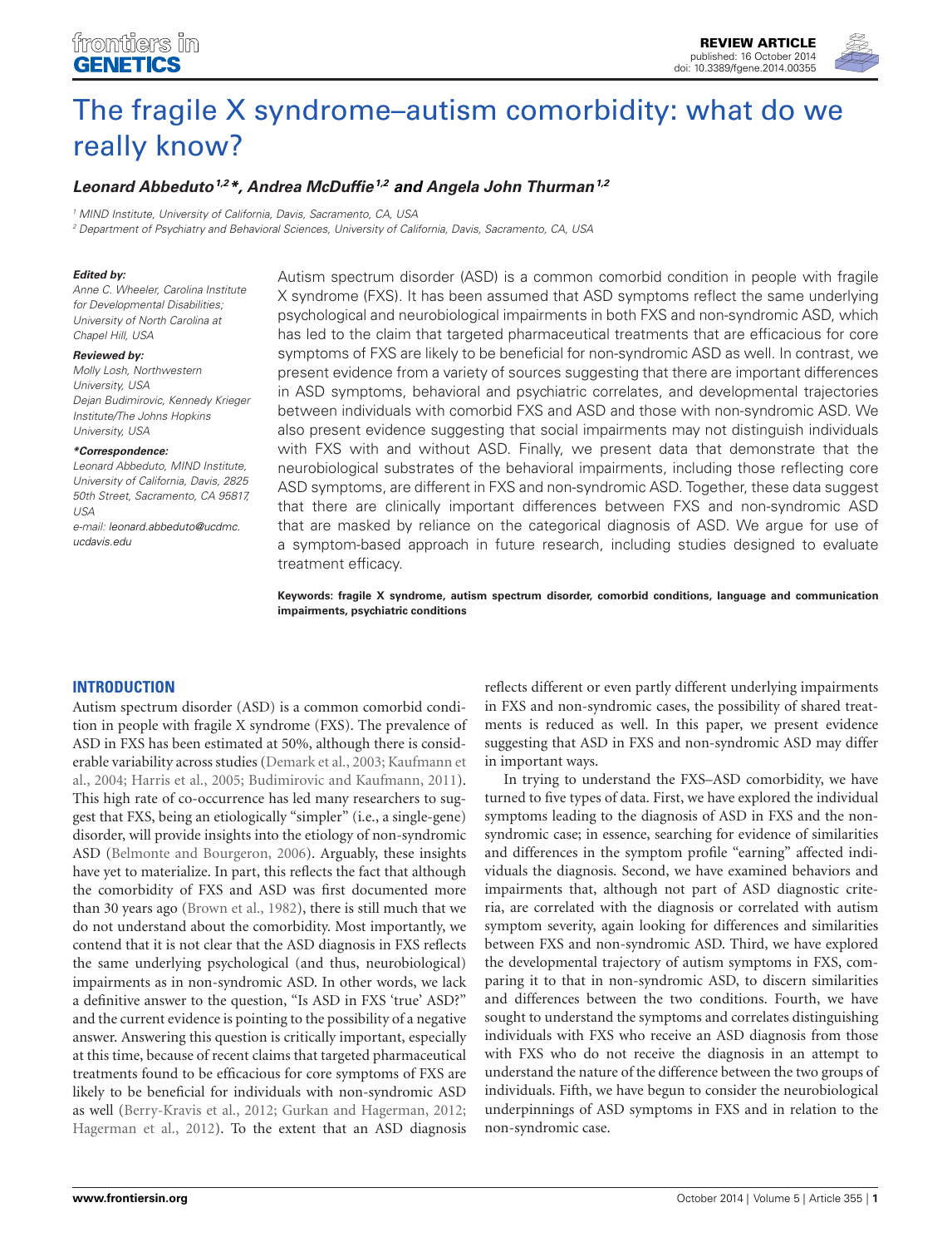REVIEW ARTICLE
published: 16 October 2014
doi: 10.3389/fgene.2014.00355

# The fragile X syndrome–autism comorbidity: what do we really know?

***Leonard Abbeduto[1,2]\*, Andrea McDuffie[1,2] and Angela John Thurman[1,2]***

[1] MIND Institute, University of California, Davis, Sacramento, CA, USA
[2] Department of Psychiatry and Behavioral Sciences, University of California, Davis, Sacramento, CA, USA

***Edited by:***
*Anne C. Wheeler, Carolina Institute for Developmental Disabilities; University of North Carolina at Chapel Hill, USA*

***Reviewed by:***
*Molly Losh, Northwestern University, USA*
*Dejan Budimirovic, Kennedy Krieger Institute/The Johns Hopkins University, USA*

***\*Correspondence:***
*Leonard Abbeduto, MIND Institute, University of California, Davis, 2825 50th Street, Sacramento, CA 95817, USA*
*e-mail: leonard.abbeduto@ucdmc.ucdavis.edu*

Autism spectrum disorder (ASD) is a common comorbid condition in people with fragile X syndrome (FXS). It has been assumed that ASD symptoms reflect the same underlying psychological and neurobiological impairments in both FXS and non-syndromic ASD, which has led to the claim that targeted pharmaceutical treatments that are efficacious for core symptoms of FXS are likely to be beneficial for non-syndromic ASD as well. In contrast, we present evidence from a variety of sources suggesting that there are important differences in ASD symptoms, behavioral and psychiatric correlates, and developmental trajectories between individuals with comorbid FXS and ASD and those with non-syndromic ASD. We also present evidence suggesting that social impairments may not distinguish individuals with FXS with and without ASD. Finally, we present data that demonstrate that the neurobiological substrates of the behavioral impairments, including those reflecting core ASD symptoms, are different in FXS and non-syndromic ASD. Together, these data suggest that there are clinically important differences between FXS and non-syndromic ASD that are masked by reliance on the categorical diagnosis of ASD. We argue for use of a symptom-based approach in future research, including studies designed to evaluate treatment efficacy.

**Keywords: fragile X syndrome, autism spectrum disorder, comorbid conditions, language and communication impairments, psychiatric conditions**

## INTRODUCTION

Autism spectrum disorder (ASD) is a common comorbid condition in people with fragile X syndrome (FXS). The prevalence of ASD in FXS has been estimated at 50%, although there is considerable variability across studies (Demark et al., 2003; Kaufmann et al., 2004; Harris et al., 2005; Budimirovic and Kaufmann, 2011). This high rate of co-occurrence has led many researchers to suggest that FXS, being an etiologically "simpler" (i.e., a single-gene) disorder, will provide insights into the etiology of non-syndromic ASD (Belmonte and Bourgeron, 2006). Arguably, these insights have yet to materialize. In part, this reflects the fact that although the comorbidity of FXS and ASD was first documented more than 30 years ago (Brown et al., 1982), there is still much that we do not understand about the comorbidity. Most importantly, we contend that it is not clear that the ASD diagnosis in FXS reflects the same underlying psychological (and thus, neurobiological) impairments as in non-syndromic ASD. In other words, we lack a definitive answer to the question, "Is ASD in FXS 'true' ASD?" and the current evidence is pointing to the possibility of a negative answer. Answering this question is critically important, especially at this time, because of recent claims that targeted pharmaceutical treatments found to be efficacious for core symptoms of FXS are likely to be beneficial for individuals with non-syndromic ASD as well (Berry-Kravis et al., 2012; Gurkan and Hagerman, 2012; Hagerman et al., 2012). To the extent that an ASD diagnosis reflects different or even partly different underlying impairments in FXS and non-syndromic cases, the possibility of shared treatments is reduced as well. In this paper, we present evidence suggesting that ASD in FXS and non-syndromic ASD may differ in important ways.

In trying to understand the FXS–ASD comorbidity, we have turned to five types of data. First, we have explored the individual symptoms leading to the diagnosis of ASD in FXS and the non-syndromic case; in essence, searching for evidence of similarities and differences in the symptom profile "earning" affected individuals the diagnosis. Second, we have examined behaviors and impairments that, although not part of ASD diagnostic criteria, are correlated with the diagnosis or correlated with autism symptom severity, again looking for differences and similarities between FXS and non-syndromic ASD. Third, we have explored the developmental trajectory of autism symptoms in FXS, comparing it to that in non-syndromic ASD, to discern similarities and differences between the two conditions. Fourth, we have sought to understand the symptoms and correlates distinguishing individuals with FXS who receive an ASD diagnosis from those with FXS who do not receive the diagnosis in an attempt to understand the nature of the difference between the two groups of individuals. Fifth, we have begun to consider the neurobiological underpinnings of ASD symptoms in FXS and in relation to the non-syndromic case.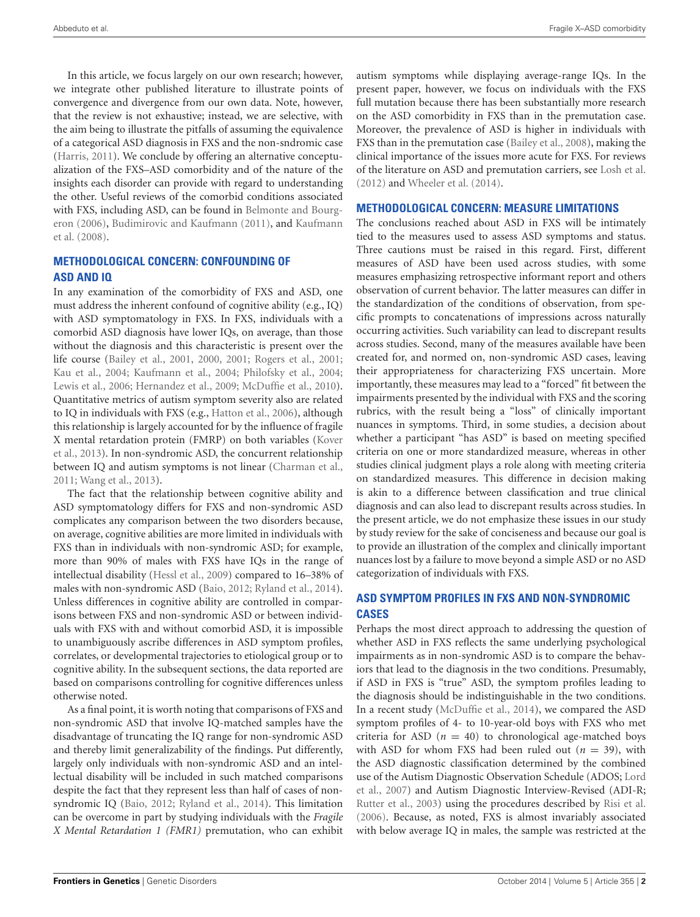In this article, we focus largely on our own research; however, we integrate other published literature to illustrate points of convergence and divergence from our own data. Note, however, that the review is not exhaustive; instead, we are selective, with the aim being to illustrate the pitfalls of assuming the equivalence of a categorical ASD diagnosis in FXS and the non-sndromic case (Harris, 2011). We conclude by offering an alternative conceptualization of the FXS–ASD comorbidity and of the nature of the insights each disorder can provide with regard to understanding the other. Useful reviews of the comorbid conditions associated with FXS, including ASD, can be found in Belmonte and Bourgeron (2006), Budimirovic and Kaufmann (2011), and Kaufmann et al. (2008).

## METHODOLOGICAL CONCERN: CONFOUNDING OF ASD AND IQ

In any examination of the comorbidity of FXS and ASD, one must address the inherent confound of cognitive ability (e.g., IQ) with ASD symptomatology in FXS. In FXS, individuals with a comorbid ASD diagnosis have lower IQs, on average, than those without the diagnosis and this characteristic is present over the life course (Bailey et al., 2001, 2000, 2001; Rogers et al., 2001; Kau et al., 2004; Kaufmann et al., 2004; Philofsky et al., 2004; Lewis et al., 2006; Hernandez et al., 2009; McDuffie et al., 2010). Quantitative metrics of autism symptom severity also are related to IQ in individuals with FXS (e.g., Hatton et al., 2006), although this relationship is largely accounted for by the influence of fragile X mental retardation protein (FMRP) on both variables (Kover et al., 2013). In non-syndromic ASD, the concurrent relationship between IQ and autism symptoms is not linear (Charman et al., 2011; Wang et al., 2013).

The fact that the relationship between cognitive ability and ASD symptomatology differs for FXS and non-syndromic ASD complicates any comparison between the two disorders because, on average, cognitive abilities are more limited in individuals with FXS than in individuals with non-syndromic ASD; for example, more than 90% of males with FXS have IQs in the range of intellectual disability (Hessl et al., 2009) compared to 16–38% of males with non-syndromic ASD (Baio, 2012; Ryland et al., 2014). Unless differences in cognitive ability are controlled in comparisons between FXS and non-syndromic ASD or between individuals with FXS with and without comorbid ASD, it is impossible to unambiguously ascribe differences in ASD symptom profiles, correlates, or developmental trajectories to etiological group or to cognitive ability. In the subsequent sections, the data reported are based on comparisons controlling for cognitive differences unless otherwise noted.

As a final point, it is worth noting that comparisons of FXS and non-syndromic ASD that involve IQ-matched samples have the disadvantage of truncating the IQ range for non-syndromic ASD and thereby limit generalizability of the findings. Put differently, largely only individuals with non-syndromic ASD and an intellectual disability will be included in such matched comparisons despite the fact that they represent less than half of cases of non-syndromic IQ (Baio, 2012; Ryland et al., 2014). This limitation can be overcome in part by studying individuals with the *Fragile X Mental Retardation 1 (FMR1)* premutation, who can exhibit autism symptoms while displaying average-range IQs. In the present paper, however, we focus on individuals with the FXS full mutation because there has been substantially more research on the ASD comorbidity in FXS than in the premutation case. Moreover, the prevalence of ASD is higher in individuals with FXS than in the premutation case (Bailey et al., 2008), making the clinical importance of the issues more acute for FXS. For reviews of the literature on ASD and premutation carriers, see Losh et al. (2012) and Wheeler et al. (2014).

## METHODOLOGICAL CONCERN: MEASURE LIMITATIONS

The conclusions reached about ASD in FXS will be intimately tied to the measures used to assess ASD symptoms and status. Three cautions must be raised in this regard. First, different measures of ASD have been used across studies, with some measures emphasizing retrospective informant report and others observation of current behavior. The latter measures can differ in the standardization of the conditions of observation, from specific prompts to concatenations of impressions across naturally occurring activities. Such variability can lead to discrepant results across studies. Second, many of the measures available have been created for, and normed on, non-syndromic ASD cases, leaving their appropriateness for characterizing FXS uncertain. More importantly, these measures may lead to a "forced" fit between the impairments presented by the individual with FXS and the scoring rubrics, with the result being a "loss" of clinically important nuances in symptoms. Third, in some studies, a decision about whether a participant "has ASD" is based on meeting specified criteria on one or more standardized measure, whereas in other studies clinical judgment plays a role along with meeting criteria on standardized measures. This difference in decision making is akin to a difference between classification and true clinical diagnosis and can also lead to discrepant results across studies. In the present article, we do not emphasize these issues in our study by study review for the sake of conciseness and because our goal is to provide an illustration of the complex and clinically important nuances lost by a failure to move beyond a simple ASD or no ASD categorization of individuals with FXS.

## ASD SYMPTOM PROFILES IN FXS AND NON-SYNDROMIC CASES

Perhaps the most direct approach to addressing the question of whether ASD in FXS reflects the same underlying psychological impairments as in non-syndromic ASD is to compare the behaviors that lead to the diagnosis in the two conditions. Presumably, if ASD in FXS is "true" ASD, the symptom profiles leading to the diagnosis should be indistinguishable in the two conditions. In a recent study (McDuffie et al., 2014), we compared the ASD symptom profiles of 4- to 10-year-old boys with FXS who met criteria for ASD ($n = 40$) to chronological age-matched boys with ASD for whom FXS had been ruled out ($n = 39$), with the ASD diagnostic classification determined by the combined use of the Autism Diagnostic Observation Schedule (ADOS; Lord et al., 2007) and Autism Diagnostic Interview-Revised (ADI-R; Rutter et al., 2003) using the procedures described by Risi et al. (2006). Because, as noted, FXS is almost invariably associated with below average IQ in males, the sample was restricted at the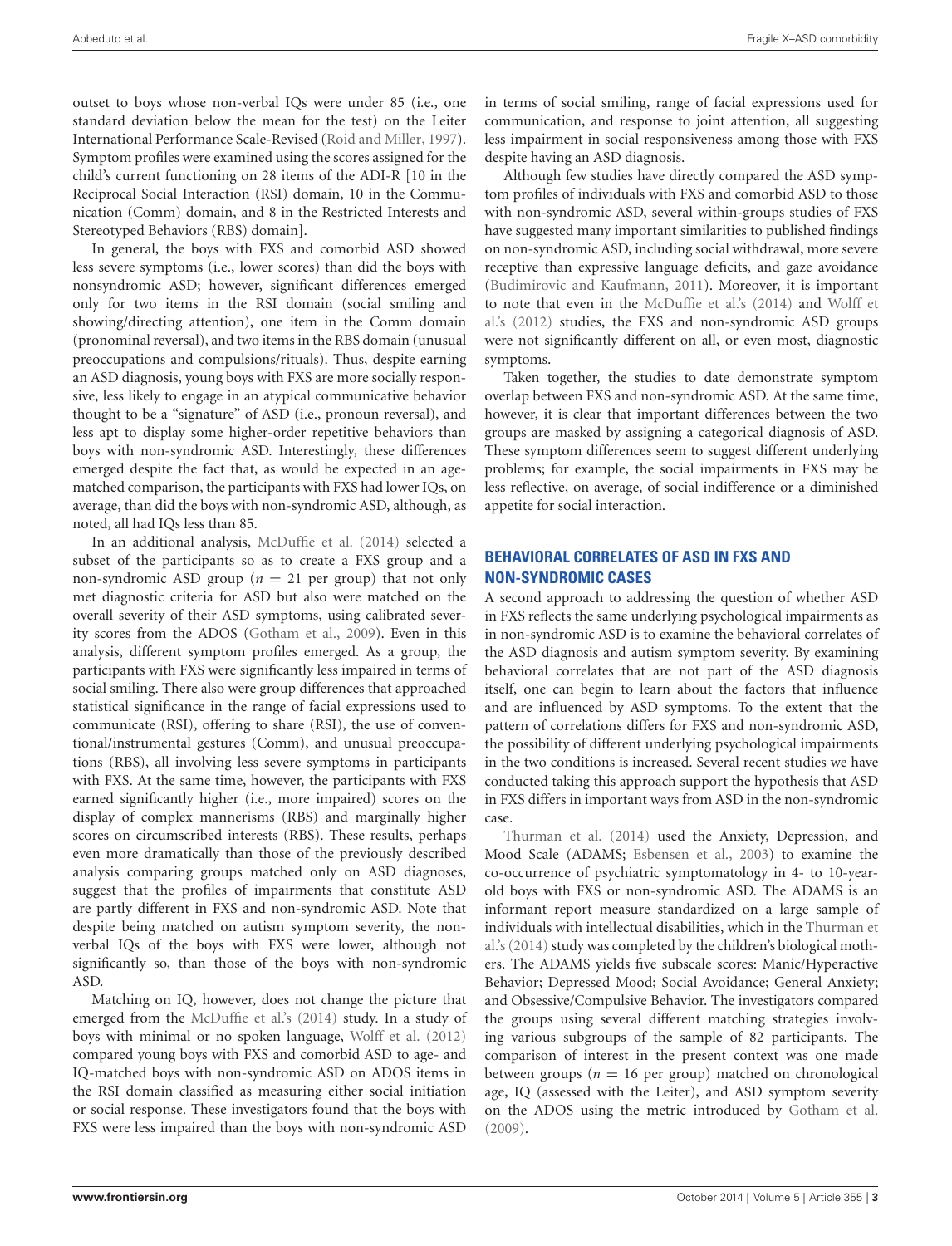outset to boys whose non-verbal IQs were under 85 (i.e., one standard deviation below the mean for the test) on the Leiter International Performance Scale-Revised (Roid and Miller, 1997). Symptom profiles were examined using the scores assigned for the child's current functioning on 28 items of the ADI-R [10 in the Reciprocal Social Interaction (RSI) domain, 10 in the Communication (Comm) domain, and 8 in the Restricted Interests and Stereotyped Behaviors (RBS) domain].

In general, the boys with FXS and comorbid ASD showed less severe symptoms (i.e., lower scores) than did the boys with nonsyndromic ASD; however, significant differences emerged only for two items in the RSI domain (social smiling and showing/directing attention), one item in the Comm domain (pronominal reversal), and two items in the RBS domain (unusual preoccupations and compulsions/rituals). Thus, despite earning an ASD diagnosis, young boys with FXS are more socially responsive, less likely to engage in an atypical communicative behavior thought to be a "signature" of ASD (i.e., pronoun reversal), and less apt to display some higher-order repetitive behaviors than boys with non-syndromic ASD. Interestingly, these differences emerged despite the fact that, as would be expected in an age-matched comparison, the participants with FXS had lower IQs, on average, than did the boys with non-syndromic ASD, although, as noted, all had IQs less than 85.

In an additional analysis, McDuffie et al. (2014) selected a subset of the participants so as to create a FXS group and a non-syndromic ASD group ($n = 21$ per group) that not only met diagnostic criteria for ASD but also were matched on the overall severity of their ASD symptoms, using calibrated severity scores from the ADOS (Gotham et al., 2009). Even in this analysis, different symptom profiles emerged. As a group, the participants with FXS were significantly less impaired in terms of social smiling. There also were group differences that approached statistical significance in the range of facial expressions used to communicate (RSI), offering to share (RSI), the use of conventional/instrumental gestures (Comm), and unusual preoccupations (RBS), all involving less severe symptoms in participants with FXS. At the same time, however, the participants with FXS earned significantly higher (i.e., more impaired) scores on the display of complex mannerisms (RBS) and marginally higher scores on circumscribed interests (RBS). These results, perhaps even more dramatically than those of the previously described analysis comparing groups matched only on ASD diagnoses, suggest that the profiles of impairments that constitute ASD are partly different in FXS and non-syndromic ASD. Note that despite being matched on autism symptom severity, the non-verbal IQs of the boys with FXS were lower, although not significantly so, than those of the boys with non-syndromic ASD.

Matching on IQ, however, does not change the picture that emerged from the McDuffie et al.'s (2014) study. In a study of boys with minimal or no spoken language, Wolff et al. (2012) compared young boys with FXS and comorbid ASD to age- and IQ-matched boys with non-syndromic ASD on ADOS items in the RSI domain classified as measuring either social initiation or social response. These investigators found that the boys with FXS were less impaired than the boys with non-syndromic ASD in terms of social smiling, range of facial expressions used for communication, and response to joint attention, all suggesting less impairment in social responsiveness among those with FXS despite having an ASD diagnosis.

Although few studies have directly compared the ASD symptom profiles of individuals with FXS and comorbid ASD to those with non-syndromic ASD, several within-groups studies of FXS have suggested many important similarities to published findings on non-syndromic ASD, including social withdrawal, more severe receptive than expressive language deficits, and gaze avoidance (Budimirovic and Kaufmann, 2011). Moreover, it is important to note that even in the McDuffie et al.'s (2014) and Wolff et al.'s (2012) studies, the FXS and non-syndromic ASD groups were not significantly different on all, or even most, diagnostic symptoms.

Taken together, the studies to date demonstrate symptom overlap between FXS and non-syndromic ASD. At the same time, however, it is clear that important differences between the two groups are masked by assigning a categorical diagnosis of ASD. These symptom differences seem to suggest different underlying problems; for example, the social impairments in FXS may be less reflective, on average, of social indifference or a diminished appetite for social interaction.

## BEHAVIORAL CORRELATES OF ASD IN FXS AND NON-SYNDROMIC CASES

A second approach to addressing the question of whether ASD in FXS reflects the same underlying psychological impairments as in non-syndromic ASD is to examine the behavioral correlates of the ASD diagnosis and autism symptom severity. By examining behavioral correlates that are not part of the ASD diagnosis itself, one can begin to learn about the factors that influence and are influenced by ASD symptoms. To the extent that the pattern of correlations differs for FXS and non-syndromic ASD, the possibility of different underlying psychological impairments in the two conditions is increased. Several recent studies we have conducted taking this approach support the hypothesis that ASD in FXS differs in important ways from ASD in the non-syndromic case.

Thurman et al. (2014) used the Anxiety, Depression, and Mood Scale (ADAMS; Esbensen et al., 2003) to examine the co-occurrence of psychiatric symptomatology in 4- to 10-year-old boys with FXS or non-syndromic ASD. The ADAMS is an informant report measure standardized on a large sample of individuals with intellectual disabilities, which in the Thurman et al.'s (2014) study was completed by the children's biological mothers. The ADAMS yields five subscale scores: Manic/Hyperactive Behavior; Depressed Mood; Social Avoidance; General Anxiety; and Obsessive/Compulsive Behavior. The investigators compared the groups using several different matching strategies involving various subgroups of the sample of 82 participants. The comparison of interest in the present context was one made between groups ($n = 16$ per group) matched on chronological age, IQ (assessed with the Leiter), and ASD symptom severity on the ADOS using the metric introduced by Gotham et al. (2009).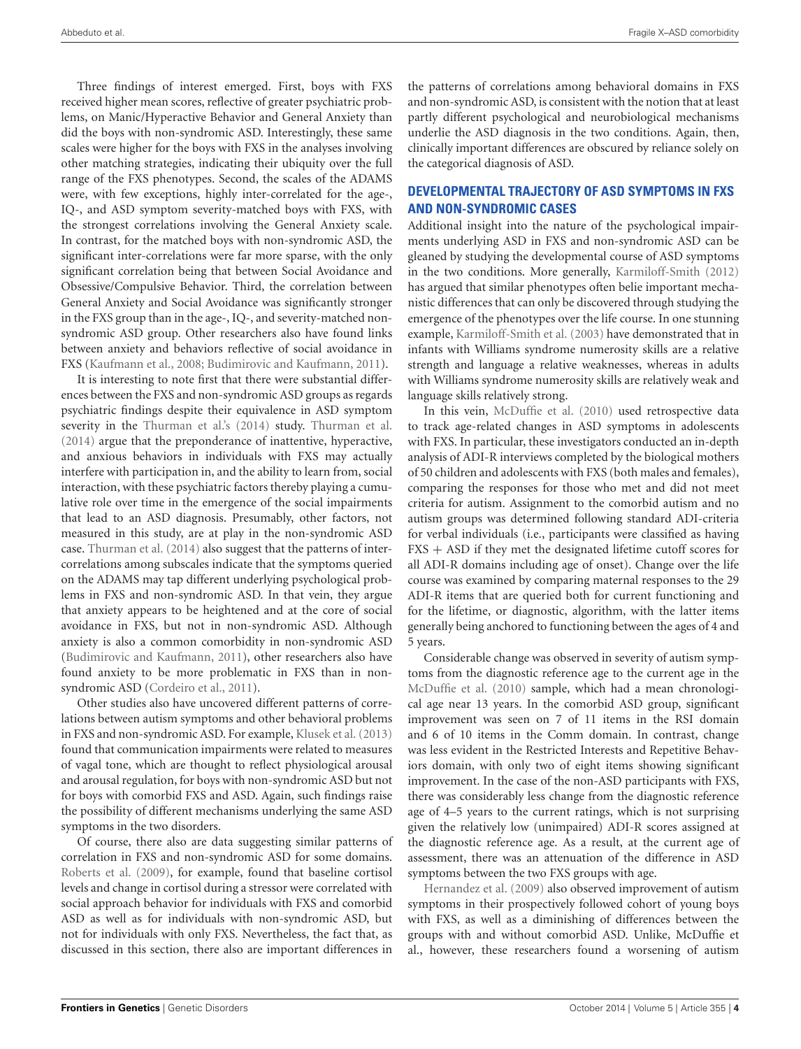Three findings of interest emerged. First, boys with FXS received higher mean scores, reflective of greater psychiatric problems, on Manic/Hyperactive Behavior and General Anxiety than did the boys with non-syndromic ASD. Interestingly, these same scales were higher for the boys with FXS in the analyses involving other matching strategies, indicating their ubiquity over the full range of the FXS phenotypes. Second, the scales of the ADAMS were, with few exceptions, highly inter-correlated for the age-, IQ-, and ASD symptom severity-matched boys with FXS, with the strongest correlations involving the General Anxiety scale. In contrast, for the matched boys with non-syndromic ASD, the significant inter-correlations were far more sparse, with the only significant correlation being that between Social Avoidance and Obsessive/Compulsive Behavior. Third, the correlation between General Anxiety and Social Avoidance was significantly stronger in the FXS group than in the age-, IQ-, and severity-matched non-syndromic ASD group. Other researchers also have found links between anxiety and behaviors reflective of social avoidance in FXS (Kaufmann et al., 2008; Budimirovic and Kaufmann, 2011).

It is interesting to note first that there were substantial differences between the FXS and non-syndromic ASD groups as regards psychiatric findings despite their equivalence in ASD symptom severity in the Thurman et al.'s (2014) study. Thurman et al. (2014) argue that the preponderance of inattentive, hyperactive, and anxious behaviors in individuals with FXS may actually interfere with participation in, and the ability to learn from, social interaction, with these psychiatric factors thereby playing a cumulative role over time in the emergence of the social impairments that lead to an ASD diagnosis. Presumably, other factors, not measured in this study, are at play in the non-syndromic ASD case. Thurman et al. (2014) also suggest that the patterns of inter-correlations among subscales indicate that the symptoms queried on the ADAMS may tap different underlying psychological problems in FXS and non-syndromic ASD. In that vein, they argue that anxiety appears to be heightened and at the core of social avoidance in FXS, but not in non-syndromic ASD. Although anxiety is also a common comorbidity in non-syndromic ASD (Budimirovic and Kaufmann, 2011), other researchers also have found anxiety to be more problematic in FXS than in non-syndromic ASD (Cordeiro et al., 2011).

Other studies also have uncovered different patterns of correlations between autism symptoms and other behavioral problems in FXS and non-syndromic ASD. For example, Klusek et al. (2013) found that communication impairments were related to measures of vagal tone, which are thought to reflect physiological arousal and arousal regulation, for boys with non-syndromic ASD but not for boys with comorbid FXS and ASD. Again, such findings raise the possibility of different mechanisms underlying the same ASD symptoms in the two disorders.

Of course, there also are data suggesting similar patterns of correlation in FXS and non-syndromic ASD for some domains. Roberts et al. (2009), for example, found that baseline cortisol levels and change in cortisol during a stressor were correlated with social approach behavior for individuals with FXS and comorbid ASD as well as for individuals with non-syndromic ASD, but not for individuals with only FXS. Nevertheless, the fact that, as discussed in this section, there also are important differences in the patterns of correlations among behavioral domains in FXS and non-syndromic ASD, is consistent with the notion that at least partly different psychological and neurobiological mechanisms underlie the ASD diagnosis in the two conditions. Again, then, clinically important differences are obscured by reliance solely on the categorical diagnosis of ASD.

## DEVELOPMENTAL TRAJECTORY OF ASD SYMPTOMS IN FXS AND NON-SYNDROMIC CASES

Additional insight into the nature of the psychological impairments underlying ASD in FXS and non-syndromic ASD can be gleaned by studying the developmental course of ASD symptoms in the two conditions. More generally, Karmiloff-Smith (2012) has argued that similar phenotypes often belie important mechanistic differences that can only be discovered through studying the emergence of the phenotypes over the life course. In one stunning example, Karmiloff-Smith et al. (2003) have demonstrated that in infants with Williams syndrome numerosity skills are a relative strength and language a relative weaknesses, whereas in adults with Williams syndrome numerosity skills are relatively weak and language skills relatively strong.

In this vein, McDuffie et al. (2010) used retrospective data to track age-related changes in ASD symptoms in adolescents with FXS. In particular, these investigators conducted an in-depth analysis of ADI-R interviews completed by the biological mothers of 50 children and adolescents with FXS (both males and females), comparing the responses for those who met and did not meet criteria for autism. Assignment to the comorbid autism and no autism groups was determined following standard ADI-criteria for verbal individuals (i.e., participants were classified as having FXS + ASD if they met the designated lifetime cutoff scores for all ADI-R domains including age of onset). Change over the life course was examined by comparing maternal responses to the 29 ADI-R items that are queried both for current functioning and for the lifetime, or diagnostic, algorithm, with the latter items generally being anchored to functioning between the ages of 4 and 5 years.

Considerable change was observed in severity of autism symptoms from the diagnostic reference age to the current age in the McDuffie et al. (2010) sample, which had a mean chronological age near 13 years. In the comorbid ASD group, significant improvement was seen on 7 of 11 items in the RSI domain and 6 of 10 items in the Comm domain. In contrast, change was less evident in the Restricted Interests and Repetitive Behaviors domain, with only two of eight items showing significant improvement. In the case of the non-ASD participants with FXS, there was considerably less change from the diagnostic reference age of 4–5 years to the current ratings, which is not surprising given the relatively low (unimpaired) ADI-R scores assigned at the diagnostic reference age. As a result, at the current age of assessment, there was an attenuation of the difference in ASD symptoms between the two FXS groups with age.

Hernandez et al. (2009) also observed improvement of autism symptoms in their prospectively followed cohort of young boys with FXS, as well as a diminishing of differences between the groups with and without comorbid ASD. Unlike, McDuffie et al., however, these researchers found a worsening of autism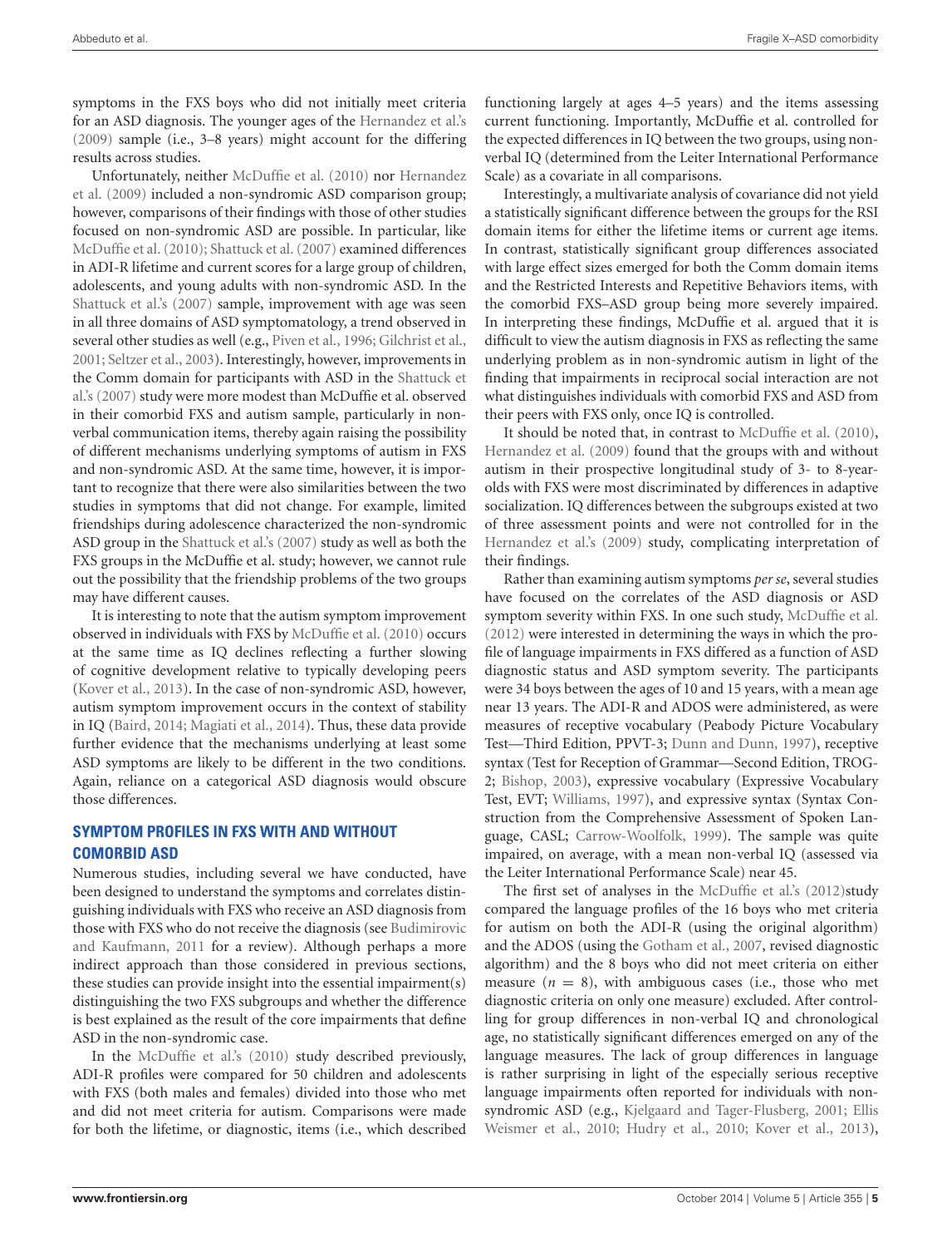symptoms in the FXS boys who did not initially meet criteria for an ASD diagnosis. The younger ages of the Hernandez et al.'s (2009) sample (i.e., 3–8 years) might account for the differing results across studies.

Unfortunately, neither McDuffie et al. (2010) nor Hernandez et al. (2009) included a non-syndromic ASD comparison group; however, comparisons of their findings with those of other studies focused on non-syndromic ASD are possible. In particular, like McDuffie et al. (2010); Shattuck et al. (2007) examined differences in ADI-R lifetime and current scores for a large group of children, adolescents, and young adults with non-syndromic ASD. In the Shattuck et al.'s (2007) sample, improvement with age was seen in all three domains of ASD symptomatology, a trend observed in several other studies as well (e.g., Piven et al., 1996; Gilchrist et al., 2001; Seltzer et al., 2003). Interestingly, however, improvements in the Comm domain for participants with ASD in the Shattuck et al.'s (2007) study were more modest than McDuffie et al. observed in their comorbid FXS and autism sample, particularly in non-verbal communication items, thereby again raising the possibility of different mechanisms underlying symptoms of autism in FXS and non-syndromic ASD. At the same time, however, it is important to recognize that there were also similarities between the two studies in symptoms that did not change. For example, limited friendships during adolescence characterized the non-syndromic ASD group in the Shattuck et al.'s (2007) study as well as both the FXS groups in the McDuffie et al. study; however, we cannot rule out the possibility that the friendship problems of the two groups may have different causes.

It is interesting to note that the autism symptom improvement observed in individuals with FXS by McDuffie et al. (2010) occurs at the same time as IQ declines reflecting a further slowing of cognitive development relative to typically developing peers (Kover et al., 2013). In the case of non-syndromic ASD, however, autism symptom improvement occurs in the context of stability in IQ (Baird, 2014; Magiati et al., 2014). Thus, these data provide further evidence that the mechanisms underlying at least some ASD symptoms are likely to be different in the two conditions. Again, reliance on a categorical ASD diagnosis would obscure those differences.

## SYMPTOM PROFILES IN FXS WITH AND WITHOUT COMORBID ASD

Numerous studies, including several we have conducted, have been designed to understand the symptoms and correlates distinguishing individuals with FXS who receive an ASD diagnosis from those with FXS who do not receive the diagnosis (see Budimirovic and Kaufmann, 2011 for a review). Although perhaps a more indirect approach than those considered in previous sections, these studies can provide insight into the essential impairment(s) distinguishing the two FXS subgroups and whether the difference is best explained as the result of the core impairments that define ASD in the non-syndromic case.

In the McDuffie et al.'s (2010) study described previously, ADI-R profiles were compared for 50 children and adolescents with FXS (both males and females) divided into those who met and did not meet criteria for autism. Comparisons were made for both the lifetime, or diagnostic, items (i.e., which described functioning largely at ages 4–5 years) and the items assessing current functioning. Importantly, McDuffie et al. controlled for the expected differences in IQ between the two groups, using non-verbal IQ (determined from the Leiter International Performance Scale) as a covariate in all comparisons.

Interestingly, a multivariate analysis of covariance did not yield a statistically significant difference between the groups for the RSI domain items for either the lifetime items or current age items. In contrast, statistically significant group differences associated with large effect sizes emerged for both the Comm domain items and the Restricted Interests and Repetitive Behaviors items, with the comorbid FXS–ASD group being more severely impaired. In interpreting these findings, McDuffie et al. argued that it is difficult to view the autism diagnosis in FXS as reflecting the same underlying problem as in non-syndromic autism in light of the finding that impairments in reciprocal social interaction are not what distinguishes individuals with comorbid FXS and ASD from their peers with FXS only, once IQ is controlled.

It should be noted that, in contrast to McDuffie et al. (2010), Hernandez et al. (2009) found that the groups with and without autism in their prospective longitudinal study of 3- to 8-year-olds with FXS were most discriminated by differences in adaptive socialization. IQ differences between the subgroups existed at two of three assessment points and were not controlled for in the Hernandez et al.'s (2009) study, complicating interpretation of their findings.

Rather than examining autism symptoms *per se*, several studies have focused on the correlates of the ASD diagnosis or ASD symptom severity within FXS. In one such study, McDuffie et al. (2012) were interested in determining the ways in which the profile of language impairments in FXS differed as a function of ASD diagnostic status and ASD symptom severity. The participants were 34 boys between the ages of 10 and 15 years, with a mean age near 13 years. The ADI-R and ADOS were administered, as were measures of receptive vocabulary (Peabody Picture Vocabulary Test—Third Edition, PPVT-3; Dunn and Dunn, 1997), receptive syntax (Test for Reception of Grammar—Second Edition, TROG-2; Bishop, 2003), expressive vocabulary (Expressive Vocabulary Test, EVT; Williams, 1997), and expressive syntax (Syntax Construction from the Comprehensive Assessment of Spoken Language, CASL; Carrow-Woolfolk, 1999). The sample was quite impaired, on average, with a mean non-verbal IQ (assessed via the Leiter International Performance Scale) near 45.

The first set of analyses in the McDuffie et al.'s (2012)study compared the language profiles of the 16 boys who met criteria for autism on both the ADI-R (using the original algorithm) and the ADOS (using the Gotham et al., 2007, revised diagnostic algorithm) and the 8 boys who did not meet criteria on either measure ($n = 8$), with ambiguous cases (i.e., those who met diagnostic criteria on only one measure) excluded. After controlling for group differences in non-verbal IQ and chronological age, no statistically significant differences emerged on any of the language measures. The lack of group differences in language is rather surprising in light of the especially serious receptive language impairments often reported for individuals with non-syndromic ASD (e.g., Kjelgaard and Tager-Flusberg, 2001; Ellis Weismer et al., 2010; Hudry et al., 2010; Kover et al., 2013),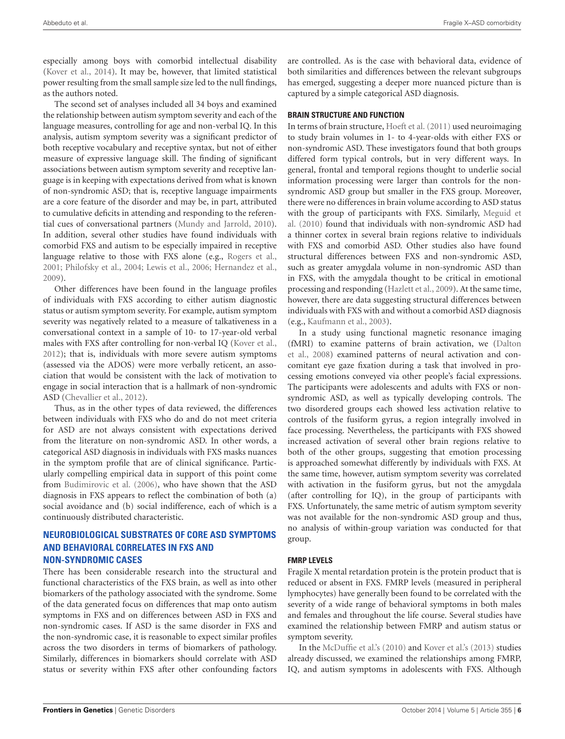especially among boys with comorbid intellectual disability (Kover et al., 2014). It may be, however, that limited statistical power resulting from the small sample size led to the null findings, as the authors noted.

The second set of analyses included all 34 boys and examined the relationship between autism symptom severity and each of the language measures, controlling for age and non-verbal IQ. In this analysis, autism symptom severity was a significant predictor of both receptive vocabulary and receptive syntax, but not of either measure of expressive language skill. The finding of significant associations between autism symptom severity and receptive language is in keeping with expectations derived from what is known of non-syndromic ASD; that is, receptive language impairments are a core feature of the disorder and may be, in part, attributed to cumulative deficits in attending and responding to the referential cues of conversational partners (Mundy and Jarrold, 2010). In addition, several other studies have found individuals with comorbid FXS and autism to be especially impaired in receptive language relative to those with FXS alone (e.g., Rogers et al., 2001; Philofsky et al., 2004; Lewis et al., 2006; Hernandez et al., 2009).

Other differences have been found in the language profiles of individuals with FXS according to either autism diagnostic status or autism symptom severity. For example, autism symptom severity was negatively related to a measure of talkativeness in a conversational context in a sample of 10- to 17-year-old verbal males with FXS after controlling for non-verbal IQ (Kover et al., 2012); that is, individuals with more severe autism symptoms (assessed via the ADOS) were more verbally reticent, an association that would be consistent with the lack of motivation to engage in social interaction that is a hallmark of non-syndromic ASD (Chevallier et al., 2012).

Thus, as in the other types of data reviewed, the differences between individuals with FXS who do and do not meet criteria for ASD are not always consistent with expectations derived from the literature on non-syndromic ASD. In other words, a categorical ASD diagnosis in individuals with FXS masks nuances in the symptom profile that are of clinical significance. Particularly compelling empirical data in support of this point come from Budimirovic et al. (2006), who have shown that the ASD diagnosis in FXS appears to reflect the combination of both (a) social avoidance and (b) social indifference, each of which is a continuously distributed characteristic.

## NEUROBIOLOGICAL SUBSTRATES OF CORE ASD SYMPTOMS AND BEHAVIORAL CORRELATES IN FXS AND NON-SYNDROMIC CASES

There has been considerable research into the structural and functional characteristics of the FXS brain, as well as into other biomarkers of the pathology associated with the syndrome. Some of the data generated focus on differences that map onto autism symptoms in FXS and on differences between ASD in FXS and non-syndromic cases. If ASD is the same disorder in FXS and the non-syndromic case, it is reasonable to expect similar profiles across the two disorders in terms of biomarkers of pathology. Similarly, differences in biomarkers should correlate with ASD status or severity within FXS after other confounding factors are controlled. As is the case with behavioral data, evidence of both similarities and differences between the relevant subgroups has emerged, suggesting a deeper more nuanced picture than is captured by a simple categorical ASD diagnosis.

### BRAIN STRUCTURE AND FUNCTION

In terms of brain structure, Hoeft et al. (2011) used neuroimaging to study brain volumes in 1- to 4-year-olds with either FXS or non-syndromic ASD. These investigators found that both groups differed form typical controls, but in very different ways. In general, frontal and temporal regions thought to underlie social information processing were larger than controls for the non-syndromic ASD group but smaller in the FXS group. Moreover, there were no differences in brain volume according to ASD status with the group of participants with FXS. Similarly, Meguid et al. (2010) found that individuals with non-syndromic ASD had a thinner cortex in several brain regions relative to individuals with FXS and comorbid ASD. Other studies also have found structural differences between FXS and non-syndromic ASD, such as greater amygdala volume in non-syndromic ASD than in FXS, with the amygdala thought to be critical in emotional processing and responding (Hazlett et al., 2009). At the same time, however, there are data suggesting structural differences between individuals with FXS with and without a comorbid ASD diagnosis (e.g., Kaufmann et al., 2003).

In a study using functional magnetic resonance imaging (fMRI) to examine patterns of brain activation, we (Dalton et al., 2008) examined patterns of neural activation and concomitant eye gaze fixation during a task that involved in processing emotions conveyed via other people's facial expressions. The participants were adolescents and adults with FXS or non-syndromic ASD, as well as typically developing controls. The two disordered groups each showed less activation relative to controls of the fusiform gyrus, a region integrally involved in face processing. Nevertheless, the participants with FXS showed increased activation of several other brain regions relative to both of the other groups, suggesting that emotion processing is approached somewhat differently by individuals with FXS. At the same time, however, autism symptom severity was correlated with activation in the fusiform gyrus, but not the amygdala (after controlling for IQ), in the group of participants with FXS. Unfortunately, the same metric of autism symptom severity was not available for the non-syndromic ASD group and thus, no analysis of within-group variation was conducted for that group.

### FMRP LEVELS

Fragile X mental retardation protein is the protein product that is reduced or absent in FXS. FMRP levels (measured in peripheral lymphocytes) have generally been found to be correlated with the severity of a wide range of behavioral symptoms in both males and females and throughout the life course. Several studies have examined the relationship between FMRP and autism status or symptom severity.

In the McDuffie et al.'s (2010) and Kover et al.'s (2013) studies already discussed, we examined the relationships among FMRP, IQ, and autism symptoms in adolescents with FXS. Although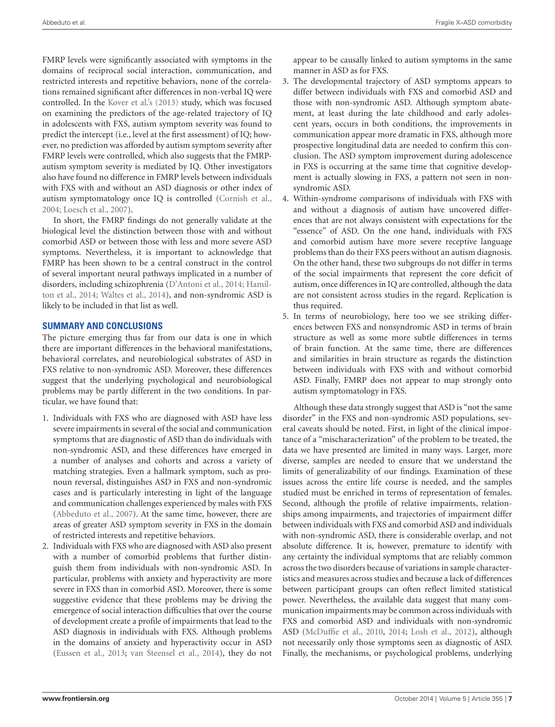FMRP levels were significantly associated with symptoms in the domains of reciprocal social interaction, communication, and restricted interests and repetitive behaviors, none of the correlations remained significant after differences in non-verbal IQ were controlled. In the Kover et al.'s (2013) study, which was focused on examining the predictors of the age-related trajectory of IQ in adolescents with FXS, autism symptom severity was found to predict the intercept (i.e., level at the first assessment) of IQ; however, no prediction was afforded by autism symptom severity after FMRP levels were controlled, which also suggests that the FMRP-autism symptom severity is mediated by IQ. Other investigators also have found no difference in FMRP levels between individuals with FXS with and without an ASD diagnosis or other index of autism symptomatology once IQ is controlled (Cornish et al., 2004; Loesch et al., 2007).

In short, the FMRP findings do not generally validate at the biological level the distinction between those with and without comorbid ASD or between those with less and more severe ASD symptoms. Nevertheless, it is important to acknowledge that FMRP has been shown to be a central construct in the control of several important neural pathways implicated in a number of disorders, including schizophrenia (D'Antoni et al., 2014; Hamilton et al., 2014; Waltes et al., 2014), and non-syndromic ASD is likely to be included in that list as well.

## SUMMARY AND CONCLUSIONS

The picture emerging thus far from our data is one in which there are important differences in the behavioral manifestations, behavioral correlates, and neurobiological substrates of ASD in FXS relative to non-syndromic ASD. Moreover, these differences suggest that the underlying psychological and neurobiological problems may be partly different in the two conditions. In particular, we have found that:

1. Individuals with FXS who are diagnosed with ASD have less severe impairments in several of the social and communication symptoms that are diagnostic of ASD than do individuals with non-syndromic ASD, and these differences have emerged in a number of analyses and cohorts and across a variety of matching strategies. Even a hallmark symptom, such as pronoun reversal, distinguishes ASD in FXS and non-syndromic cases and is particularly interesting in light of the language and communication challenges experienced by males with FXS (Abbeduto et al., 2007). At the same time, however, there are areas of greater ASD symptom severity in FXS in the domain of restricted interests and repetitive behaviors.
2. Individuals with FXS who are diagnosed with ASD also present with a number of comorbid problems that further distinguish them from individuals with non-syndromic ASD. In particular, problems with anxiety and hyperactivity are more severe in FXS than in comorbid ASD. Moreover, there is some suggestive evidence that these problems may be driving the emergence of social interaction difficulties that over the course of development create a profile of impairments that lead to the ASD diagnosis in individuals with FXS. Although problems in the domains of anxiety and hyperactivity occur in ASD (Eussen et al., 2013; van Steensel et al., 2014), they do not appear to be causally linked to autism symptoms in the same manner in ASD as for FXS.
3. The developmental trajectory of ASD symptoms appears to differ between individuals with FXS and comorbid ASD and those with non-syndromic ASD. Although symptom abatement, at least during the late childhood and early adolescent years, occurs in both conditions, the improvements in communication appear more dramatic in FXS, although more prospective longitudinal data are needed to confirm this conclusion. The ASD symptom improvement during adolescence in FXS is occurring at the same time that cognitive development is actually slowing in FXS, a pattern not seen in non-syndromic ASD.
4. Within-syndrome comparisons of individuals with FXS with and without a diagnosis of autism have uncovered differences that are not always consistent with expectations for the "essence" of ASD. On the one hand, individuals with FXS and comorbid autism have more severe receptive language problems than do their FXS peers without an autism diagnosis. On the other hand, these two subgroups do not differ in terms of the social impairments that represent the core deficit of autism, once differences in IQ are controlled, although the data are not consistent across studies in the regard. Replication is thus required.
5. In terms of neurobiology, here too we see striking differences between FXS and nonsyndromic ASD in terms of brain structure as well as some more subtle differences in terms of brain function. At the same time, there are differences and similarities in brain structure as regards the distinction between individuals with FXS with and without comorbid ASD. Finally, FMRP does not appear to map strongly onto autism symptomatology in FXS.

Although these data strongly suggest that ASD is "not the same disorder" in the FXS and non-syndromic ASD populations, several caveats should be noted. First, in light of the clinical importance of a "mischaracterization" of the problem to be treated, the data we have presented are limited in many ways. Larger, more diverse, samples are needed to ensure that we understand the limits of generalizability of our findings. Examination of these issues across the entire life course is needed, and the samples studied must be enriched in terms of representation of females. Second, although the profile of relative impairments, relationships among impairments, and trajectories of impairment differ between individuals with FXS and comorbid ASD and individuals with non-syndromic ASD, there is considerable overlap, and not absolute difference. It is, however, premature to identify with any certainty the individual symptoms that are reliably common across the two disorders because of variations in sample characteristics and measures across studies and because a lack of differences between participant groups can often reflect limited statistical power. Nevertheless, the available data suggest that many communication impairments may be common across individuals with FXS and comorbid ASD and individuals with non-syndromic ASD (McDuffie et al., 2010, 2014; Losh et al., 2012), although not necessarily only those symptoms seen as diagnostic of ASD. Finally, the mechanisms, or psychological problems, underlying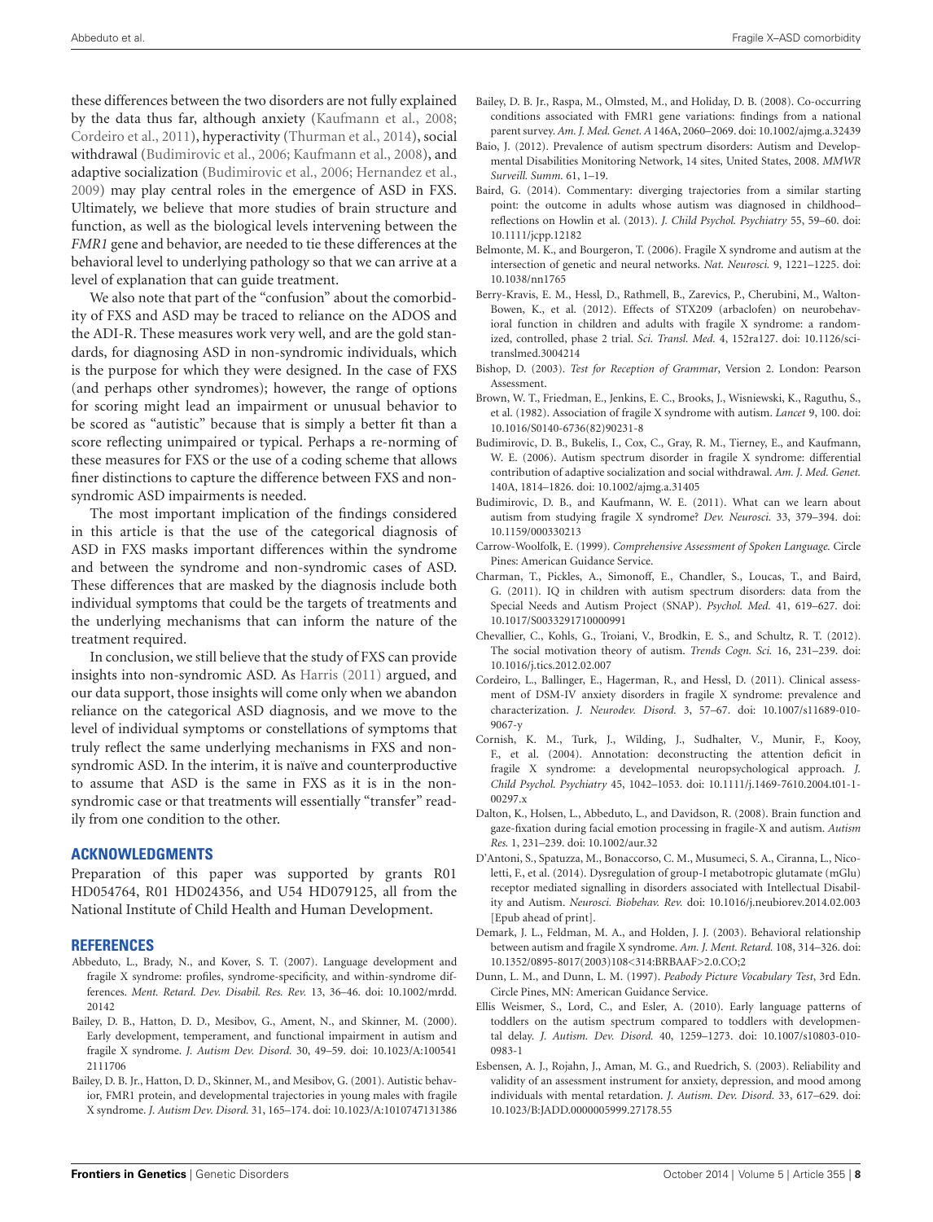these differences between the two disorders are not fully explained by the data thus far, although anxiety (Kaufmann et al., 2008; Cordeiro et al., 2011), hyperactivity (Thurman et al., 2014), social withdrawal (Budimirovic et al., 2006; Kaufmann et al., 2008), and adaptive socialization (Budimirovic et al., 2006; Hernandez et al., 2009) may play central roles in the emergence of ASD in FXS. Ultimately, we believe that more studies of brain structure and function, as well as the biological levels intervening between the *FMR1* gene and behavior, are needed to tie these differences at the behavioral level to underlying pathology so that we can arrive at a level of explanation that can guide treatment.

We also note that part of the "confusion" about the comorbidity of FXS and ASD may be traced to reliance on the ADOS and the ADI-R. These measures work very well, and are the gold standards, for diagnosing ASD in non-syndromic individuals, which is the purpose for which they were designed. In the case of FXS (and perhaps other syndromes); however, the range of options for scoring might lead an impairment or unusual behavior to be scored as "autistic" because that is simply a better fit than a score reflecting unimpaired or typical. Perhaps a re-norming of these measures for FXS or the use of a coding scheme that allows finer distinctions to capture the difference between FXS and non-syndromic ASD impairments is needed.

The most important implication of the findings considered in this article is that the use of the categorical diagnosis of ASD in FXS masks important differences within the syndrome and between the syndrome and non-syndromic cases of ASD. These differences that are masked by the diagnosis include both individual symptoms that could be the targets of treatments and the underlying mechanisms that can inform the nature of the treatment required.

In conclusion, we still believe that the study of FXS can provide insights into non-syndromic ASD. As Harris (2011) argued, and our data support, those insights will come only when we abandon reliance on the categorical ASD diagnosis, and we move to the level of individual symptoms or constellations of symptoms that truly reflect the same underlying mechanisms in FXS and non-syndromic ASD. In the interim, it is naïve and counterproductive to assume that ASD is the same in FXS as it is in the non-syndromic case or that treatments will essentially "transfer" readily from one condition to the other.

## ACKNOWLEDGMENTS

Preparation of this paper was supported by grants R01 HD054764, R01 HD024356, and U54 HD079125, all from the National Institute of Child Health and Human Development.

## REFERENCES

Abbeduto, L., Brady, N., and Kover, S. T. (2007). Language development and fragile X syndrome: profiles, syndrome-specificity, and within-syndrome differences. *Ment. Retard. Dev. Disabil. Res. Rev.* 13, 36–46. doi: 10.1002/mrdd.20142

Bailey, D. B., Hatton, D. D., Mesibov, G., Ament, N., and Skinner, M. (2000). Early development, temperament, and functional impairment in autism and fragile X syndrome. *J. Autism Dev. Disord.* 30, 49–59. doi: 10.1023/A:1005412111706

Bailey, D. B. Jr., Hatton, D. D., Skinner, M., and Mesibov, G. (2001). Autistic behavior, FMR1 protein, and developmental trajectories in young males with fragile X syndrome. *J. Autism Dev. Disord.* 31, 165–174. doi: 10.1023/A:1010747131386

Bailey, D. B. Jr., Raspa, M., Olmsted, M., and Holiday, D. B. (2008). Co-occurring conditions associated with FMR1 gene variations: findings from a national parent survey. *Am. J. Med. Genet. A* 146A, 2060–2069. doi: 10.1002/ajmg.a.32439

Baio, J. (2012). Prevalence of autism spectrum disorders: Autism and Developmental Disabilities Monitoring Network, 14 sites, United States, 2008. *MMWR Surveill. Summ.* 61, 1–19.

Baird, G. (2014). Commentary: diverging trajectories from a similar starting point: the outcome in adults whose autism was diagnosed in childhood– reflections on Howlin et al. (2013). *J. Child Psychol. Psychiatry* 55, 59–60. doi: 10.1111/jcpp.12182

Belmonte, M. K., and Bourgeron, T. (2006). Fragile X syndrome and autism at the intersection of genetic and neural networks. *Nat. Neurosci.* 9, 1221–1225. doi: 10.1038/nn1765

Berry-Kravis, E. M., Hessl, D., Rathmell, B., Zarevics, P., Cherubini, M., Walton-Bowen, K., et al. (2012). Effects of STX209 (arbaclofen) on neurobehavioral function in children and adults with fragile X syndrome: a randomized, controlled, phase 2 trial. *Sci. Transl. Med.* 4, 152ra127. doi: 10.1126/scitranslmed.3004214

Bishop, D. (2003). *Test for Reception of Grammar*, Version 2. London: Pearson Assessment.

Brown, W. T., Friedman, E., Jenkins, E. C., Brooks, J., Wisniewski, K., Raguthu, S., et al. (1982). Association of fragile X syndrome with autism. *Lancet* 9, 100. doi: 10.1016/S0140-6736(82)90231-8

Budimirovic, D. B., Bukelis, I., Cox, C., Gray, R. M., Tierney, E., and Kaufmann, W. E. (2006). Autism spectrum disorder in fragile X syndrome: differential contribution of adaptive socialization and social withdrawal. *Am. J. Med. Genet.* 140A, 1814–1826. doi: 10.1002/ajmg.a.31405

Budimirovic, D. B., and Kaufmann, W. E. (2011). What can we learn about autism from studying fragile X syndrome? *Dev. Neurosci.* 33, 379–394. doi: 10.1159/000330213

Carrow-Woolfolk, E. (1999). *Comprehensive Assessment of Spoken Language.* Circle Pines: American Guidance Service.

Charman, T., Pickles, A., Simonoff, E., Chandler, S., Loucas, T., and Baird, G. (2011). IQ in children with autism spectrum disorders: data from the Special Needs and Autism Project (SNAP). *Psychol. Med.* 41, 619–627. doi: 10.1017/S0033291710000991

Chevallier, C., Kohls, G., Troiani, V., Brodkin, E. S., and Schultz, R. T. (2012). The social motivation theory of autism. *Trends Cogn. Sci.* 16, 231–239. doi: 10.1016/j.tics.2012.02.007

Cordeiro, L., Ballinger, E., Hagerman, R., and Hessl, D. (2011). Clinical assessment of DSM-IV anxiety disorders in fragile X syndrome: prevalence and characterization. *J. Neurodev. Disord.* 3, 57–67. doi: 10.1007/s11689-010-9067-y

Cornish, K. M., Turk, J., Wilding, J., Sudhalter, V., Munir, F., Kooy, F., et al. (2004). Annotation: deconstructing the attention deficit in fragile X syndrome: a developmental neuropsychological approach. *J. Child Psychol. Psychiatry* 45, 1042–1053. doi: 10.1111/j.1469-7610.2004.t01-1-00297.x

Dalton, K., Holsen, L., Abbeduto, L., and Davidson, R. (2008). Brain function and gaze-fixation during facial emotion processing in fragile-X and autism. *Autism Res.* 1, 231–239. doi: 10.1002/aur.32

D'Antoni, S., Spatuzza, M., Bonaccorso, C. M., Musumeci, S. A., Ciranna, L., Nicoletti, F., et al. (2014). Dysregulation of group-I metabotropic glutamate (mGlu) receptor mediated signalling in disorders associated with Intellectual Disability and Autism. *Neurosci. Biobehav. Rev.* doi: 10.1016/j.neubiorev.2014.02.003 [Epub ahead of print].

Demark, J. L., Feldman, M. A., and Holden, J. J. (2003). Behavioral relationship between autism and fragile X syndrome. *Am. J. Ment. Retard.* 108, 314–326. doi: 10.1352/0895-8017(2003)108<314:BRBAAF>2.0.CO;2

Dunn, L. M., and Dunn, L. M. (1997). *Peabody Picture Vocabulary Test*, 3rd Edn. Circle Pines, MN: American Guidance Service.

Ellis Weismer, S., Lord, C., and Esler, A. (2010). Early language patterns of toddlers on the autism spectrum compared to toddlers with developmental delay. *J. Autism. Dev. Disord.* 40, 1259–1273. doi: 10.1007/s10803-010-0983-1

Esbensen, A. J., Rojahn, J., Aman, M. G., and Ruedrich, S. (2003). Reliability and validity of an assessment instrument for anxiety, depression, and mood among individuals with mental retardation. *J. Autism. Dev. Disord.* 33, 617–629. doi: 10.1023/B:JADD.0000005999.27178.55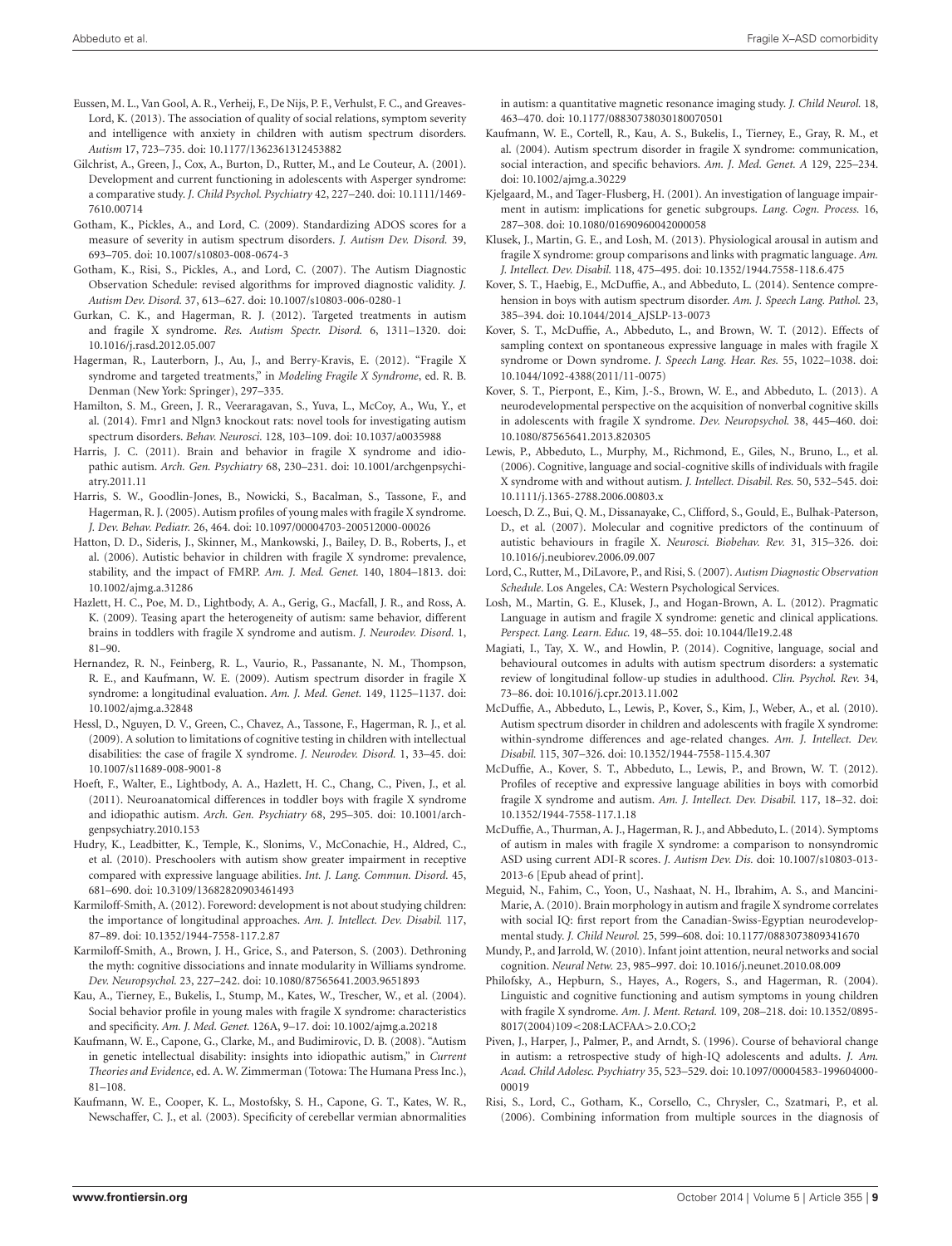Eussen, M. L., Van Gool, A. R., Verheij, F., De Nijs, P. F., Verhulst, F. C., and Greaves-Lord, K. (2013). The association of quality of social relations, symptom severity and intelligence with anxiety in children with autism spectrum disorders. *Autism* 17, 723–735. doi: 10.1177/1362361312453882

Gilchrist, A., Green, J., Cox, A., Burton, D., Rutter, M., and Le Couteur, A. (2001). Development and current functioning in adolescents with Asperger syndrome: a comparative study. *J. Child Psychol. Psychiatry* 42, 227–240. doi: 10.1111/1469-7610.00714

Gotham, K., Pickles, A., and Lord, C. (2009). Standardizing ADOS scores for a measure of severity in autism spectrum disorders. *J. Autism Dev. Disord.* 39, 693–705. doi: 10.1007/s10803-008-0674-3

Gotham, K., Risi, S., Pickles, A., and Lord, C. (2007). The Autism Diagnostic Observation Schedule: revised algorithms for improved diagnostic validity. *J. Autism Dev. Disord.* 37, 613–627. doi: 10.1007/s10803-006-0280-1

Gurkan, C. K., and Hagerman, R. J. (2012). Targeted treatments in autism and fragile X syndrome. *Res. Autism Spectr. Disord.* 6, 1311–1320. doi: 10.1016/j.rasd.2012.05.007

Hagerman, R., Lauterborn, J., Au, J., and Berry-Kravis, E. (2012). "Fragile X syndrome and targeted treatments," in *Modeling Fragile X Syndrome*, ed. R. B. Denman (New York: Springer), 297–335.

Hamilton, S. M., Green, J. R., Veeraragavan, S., Yuva, L., McCoy, A., Wu, Y., et al. (2014). Fmr1 and Nlgn3 knockout rats: novel tools for investigating autism spectrum disorders. *Behav. Neurosci.* 128, 103–109. doi: 10.1037/a0035988

Harris, J. C. (2011). Brain and behavior in fragile X syndrome and idiopathic autism. *Arch. Gen. Psychiatry* 68, 230–231. doi: 10.1001/archgenpsychiatry.2011.11

Harris, S. W., Goodlin-Jones, B., Nowicki, S., Bacalman, S., Tassone, F., and Hagerman, R. J. (2005). Autism profiles of young males with fragile X syndrome. *J. Dev. Behav. Pediatr.* 26, 464. doi: 10.1097/00004703-200512000-00026

Hatton, D. D., Sideris, J., Skinner, M., Mankowski, J., Bailey, D. B., Roberts, J., et al. (2006). Autistic behavior in children with fragile X syndrome: prevalence, stability, and the impact of FMRP. *Am. J. Med. Genet.* 140, 1804–1813. doi: 10.1002/ajmg.a.31286

Hazlett, H. C., Poe, M. D., Lightbody, A. A., Gerig, G., Macfall, J. R., and Ross, A. K. (2009). Teasing apart the heterogeneity of autism: same behavior, different brains in toddlers with fragile X syndrome and autism. *J. Neurodev. Disord.* 1, 81–90.

Hernandez, R. N., Feinberg, R. L., Vaurio, R., Passanante, N. M., Thompson, R. E., and Kaufmann, W. E. (2009). Autism spectrum disorder in fragile X syndrome: a longitudinal evaluation. *Am. J. Med. Genet.* 149, 1125–1137. doi: 10.1002/ajmg.a.32848

Hessl, D., Nguyen, D. V., Green, C., Chavez, A., Tassone, F., Hagerman, R. J., et al. (2009). A solution to limitations of cognitive testing in children with intellectual disabilities: the case of fragile X syndrome. *J. Neurodev. Disord.* 1, 33–45. doi: 10.1007/s11689-008-9001-8

Hoeft, F., Walter, E., Lightbody, A. A., Hazlett, H. C., Chang, C., Piven, J., et al. (2011). Neuroanatomical differences in toddler boys with fragile X syndrome and idiopathic autism. *Arch. Gen. Psychiatry* 68, 295–305. doi: 10.1001/archgenpsychiatry.2010.153

Hudry, K., Leadbitter, K., Temple, K., Slonims, V., McConachie, H., Aldred, C., et al. (2010). Preschoolers with autism show greater impairment in receptive compared with expressive language abilities. *Int. J. Lang. Commun. Disord.* 45, 681–690. doi: 10.3109/13682820903461493

Karmiloff-Smith, A. (2012). Foreword: development is not about studying children: the importance of longitudinal approaches. *Am. J. Intellect. Dev. Disabil.* 117, 87–89. doi: 10.1352/1944-7558-117.2.87

Karmiloff-Smith, A., Brown, J. H., Grice, S., and Paterson, S. (2003). Dethroning the myth: cognitive dissociations and innate modularity in Williams syndrome. *Dev. Neuropsychol.* 23, 227–242. doi: 10.1080/87565641.2003.9651893

Kau, A., Tierney, E., Bukelis, I., Stump, M., Kates, W., Trescher, W., et al. (2004). Social behavior profile in young males with fragile X syndrome: characteristics and specificity. *Am. J. Med. Genet.* 126A, 9–17. doi: 10.1002/ajmg.a.20218

Kaufmann, W. E., Capone, G., Clarke, M., and Budimirovic, D. B. (2008). "Autism in genetic intellectual disability: insights into idiopathic autism," in *Current Theories and Evidence*, ed. A. W. Zimmerman (Totowa: The Humana Press Inc.), 81–108.

Kaufmann, W. E., Cooper, K. L., Mostofsky, S. H., Capone, G. T., Kates, W. R., Newschaffer, C. J., et al. (2003). Specificity of cerebellar vermian abnormalities in autism: a quantitative magnetic resonance imaging study. *J. Child Neurol.* 18, 463–470. doi: 10.1177/08830738030180070501

Kaufmann, W. E., Cortell, R., Kau, A. S., Bukelis, I., Tierney, E., Gray, R. M., et al. (2004). Autism spectrum disorder in fragile X syndrome: communication, social interaction, and specific behaviors. *Am. J. Med. Genet. A* 129, 225–234. doi: 10.1002/ajmg.a.30229

Kjelgaard, M., and Tager-Flusberg, H. (2001). An investigation of language impairment in autism: implications for genetic subgroups. *Lang. Cogn. Process.* 16, 287–308. doi: 10.1080/01690960042000058

Klusek, J., Martin, G. E., and Losh, M. (2013). Physiological arousal in autism and fragile X syndrome: group comparisons and links with pragmatic language. *Am. J. Intellect. Dev. Disabil.* 118, 475–495. doi: 10.1352/1944.7558-118.6.475

Kover, S. T., Haebig, E., McDuffie, A., and Abbeduto, L. (2014). Sentence comprehension in boys with autism spectrum disorder. *Am. J. Speech Lang. Pathol.* 23, 385–394. doi: 10.1044/2014_AJSLP-13-0073

Kover, S. T., McDuffie, A., Abbeduto, L., and Brown, W. T. (2012). Effects of sampling context on spontaneous expressive language in males with fragile X syndrome or Down syndrome. *J. Speech Lang. Hear. Res.* 55, 1022–1038. doi: 10.1044/1092-4388(2011/11-0075)

Kover, S. T., Pierpont, E., Kim, J.-S., Brown, W. E., and Abbeduto, L. (2013). A neurodevelopmental perspective on the acquisition of nonverbal cognitive skills in adolescents with fragile X syndrome. *Dev. Neuropsychol.* 38, 445–460. doi: 10.1080/87565641.2013.820305

Lewis, P., Abbeduto, L., Murphy, M., Richmond, E., Giles, N., Bruno, L., et al. (2006). Cognitive, language and social-cognitive skills of individuals with fragile X syndrome with and without autism. *J. Intellect. Disabil. Res.* 50, 532–545. doi: 10.1111/j.1365-2788.2006.00803.x

Loesch, D. Z., Bui, Q. M., Dissanayake, C., Clifford, S., Gould, E., Bulhak-Paterson, D., et al. (2007). Molecular and cognitive predictors of the continuum of autistic behaviours in fragile X. *Neurosci. Biobehav. Rev.* 31, 315–326. doi: 10.1016/j.neubiorev.2006.09.007

Lord, C., Rutter, M., DiLavore, P., and Risi, S. (2007). *Autism Diagnostic Observation Schedule*. Los Angeles, CA: Western Psychological Services.

Losh, M., Martin, G. E., Klusek, J., and Hogan-Brown, A. L. (2012). Pragmatic Language in autism and fragile X syndrome: genetic and clinical applications. *Perspect. Lang. Learn. Educ.* 19, 48–55. doi: 10.1044/lle19.2.48

Magiati, I., Tay, X. W., and Howlin, P. (2014). Cognitive, language, social and behavioural outcomes in adults with autism spectrum disorders: a systematic review of longitudinal follow-up studies in adulthood. *Clin. Psychol. Rev.* 34, 73–86. doi: 10.1016/j.cpr.2013.11.002

McDuffie, A., Abbeduto, L., Lewis, P., Kover, S., Kim, J., Weber, A., et al. (2010). Autism spectrum disorder in children and adolescents with fragile X syndrome: within-syndrome differences and age-related changes. *Am. J. Intellect. Dev. Disabil.* 115, 307–326. doi: 10.1352/1944-7558-115.4.307

McDuffie, A., Kover, S. T., Abbeduto, L., Lewis, P., and Brown, W. T. (2012). Profiles of receptive and expressive language abilities in boys with comorbid fragile X syndrome and autism. *Am. J. Intellect. Dev. Disabil.* 117, 18–32. doi: 10.1352/1944-7558-117.1.18

McDuffie, A., Thurman, A. J., Hagerman, R. J., and Abbeduto, L. (2014). Symptoms of autism in males with fragile X syndrome: a comparison to nonsyndromic ASD using current ADI-R scores. *J. Autism Dev. Dis.* doi: 10.1007/s10803-013-2013-6 [Epub ahead of print].

Meguid, N., Fahim, C., Yoon, U., Nashaat, N. H., Ibrahim, A. S., and Mancini-Marie, A. (2010). Brain morphology in autism and fragile X syndrome correlates with social IQ: first report from the Canadian-Swiss-Egyptian neurodevelopmental study. *J. Child Neurol.* 25, 599–608. doi: 10.1177/0883073809341670

Mundy, P., and Jarrold, W. (2010). Infant joint attention, neural networks and social cognition. *Neural Netw.* 23, 985–997. doi: 10.1016/j.neunet.2010.08.009

Philofsky, A., Hepburn, S., Hayes, A., Rogers, S., and Hagerman, R. (2004). Linguistic and cognitive functioning and autism symptoms in young children with fragile X syndrome. *Am. J. Ment. Retard.* 109, 208–218. doi: 10.1352/0895-8017(2004)109<208:LACFAA>2.0.CO;2

Piven, J., Harper, J., Palmer, P., and Arndt, S. (1996). Course of behavioral change in autism: a retrospective study of high-IQ adolescents and adults. *J. Am. Acad. Child Adolesc. Psychiatry* 35, 523–529. doi: 10.1097/00004583-199604000-00019

Risi, S., Lord, C., Gotham, K., Corsello, C., Chrysler, C., Szatmari, P., et al. (2006). Combining information from multiple sources in the diagnosis of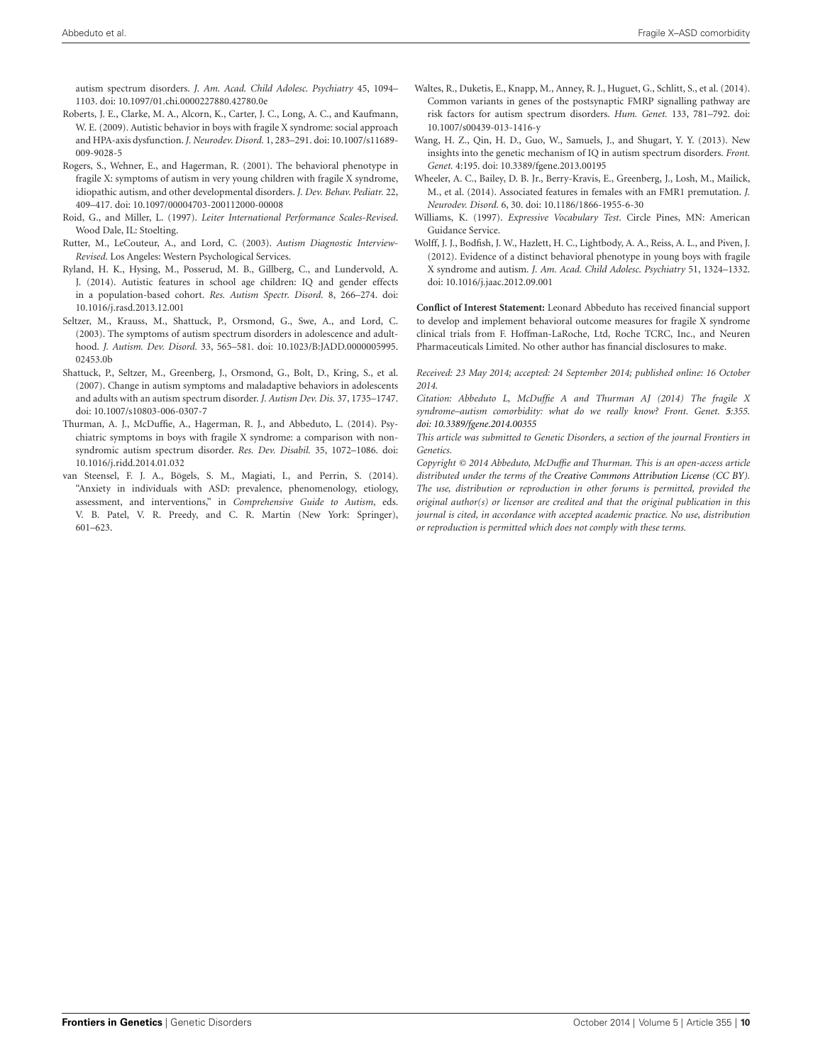autism spectrum disorders. *J. Am. Acad. Child Adolesc. Psychiatry* 45, 1094–1103. doi: 10.1097/01.chi.0000227880.42780.0e

Roberts, J. E., Clarke, M. A., Alcorn, K., Carter, J. C., Long, A. C., and Kaufmann, W. E. (2009). Autistic behavior in boys with fragile X syndrome: social approach and HPA-axis dysfunction. *J. Neurodev. Disord.* 1, 283–291. doi: 10.1007/s11689-009-9028-5

Rogers, S., Wehner, E., and Hagerman, R. (2001). The behavioral phenotype in fragile X: symptoms of autism in very young children with fragile X syndrome, idiopathic autism, and other developmental disorders. *J. Dev. Behav. Pediatr.* 22, 409–417. doi: 10.1097/00004703-200112000-00008

Roid, G., and Miller, L. (1997). *Leiter International Performance Scales-Revised*. Wood Dale, IL: Stoelting.

Rutter, M., LeCouteur, A., and Lord, C. (2003). *Autism Diagnostic Interview-Revised*. Los Angeles: Western Psychological Services.

Ryland, H. K., Hysing, M., Posserud, M. B., Gillberg, C., and Lundervold, A. J. (2014). Autistic features in school age children: IQ and gender effects in a population-based cohort. *Res. Autism Spectr. Disord.* 8, 266–274. doi: 10.1016/j.rasd.2013.12.001

Seltzer, M., Krauss, M., Shattuck, P., Orsmond, G., Swe, A., and Lord, C. (2003). The symptoms of autism spectrum disorders in adolescence and adulthood. *J. Autism. Dev. Disord.* 33, 565–581. doi: 10.1023/B:JADD.0000005995.02453.0b

Shattuck, P., Seltzer, M., Greenberg, J., Orsmond, G., Bolt, D., Kring, S., et al. (2007). Change in autism symptoms and maladaptive behaviors in adolescents and adults with an autism spectrum disorder. *J. Autism Dev. Dis.* 37, 1735–1747. doi: 10.1007/s10803-006-0307-7

Thurman, A. J., McDuffie, A., Hagerman, R. J., and Abbeduto, L. (2014). Psychiatric symptoms in boys with fragile X syndrome: a comparison with nonsyndromic autism spectrum disorder. *Res. Dev. Disabil.* 35, 1072–1086. doi: 10.1016/j.ridd.2014.01.032

van Steensel, F. J. A., Bögels, S. M., Magiati, I., and Perrin, S. (2014). "Anxiety in individuals with ASD: prevalence, phenomenology, etiology, assessment, and interventions," in *Comprehensive Guide to Autism*, eds. V. B. Patel, V. R. Preedy, and C. R. Martin (New York: Springer), 601–623.

Waltes, R., Duketis, E., Knapp, M., Anney, R. J., Huguet, G., Schlitt, S., et al. (2014). Common variants in genes of the postsynaptic FMRP signalling pathway are risk factors for autism spectrum disorders. *Hum. Genet.* 133, 781–792. doi: 10.1007/s00439-013-1416-y

Wang, H. Z., Qin, H. D., Guo, W., Samuels, J., and Shugart, Y. Y. (2013). New insights into the genetic mechanism of IQ in autism spectrum disorders. *Front. Genet.* 4:195. doi: 10.3389/fgene.2013.00195

Wheeler, A. C., Bailey, D. B. Jr., Berry-Kravis, E., Greenberg, J., Losh, M., Mailick, M., et al. (2014). Associated features in females with an FMR1 premutation. *J. Neurodev. Disord.* 6, 30. doi: 10.1186/1866-1955-6-30

Williams, K. (1997). *Expressive Vocabulary Test*. Circle Pines, MN: American Guidance Service.

Wolff, J. J., Bodfish, J. W., Hazlett, H. C., Lightbody, A. A., Reiss, A. L., and Piven, J. (2012). Evidence of a distinct behavioral phenotype in young boys with fragile X syndrome and autism. *J. Am. Acad. Child Adolesc. Psychiatry* 51, 1324–1332. doi: 10.1016/j.jaac.2012.09.001

**Conflict of Interest Statement:** Leonard Abbeduto has received financial support to develop and implement behavioral outcome measures for fragile X syndrome clinical trials from F. Hoffman-LaRoche, Ltd, Roche TCRC, Inc., and Neuren Pharmaceuticals Limited. No other author has financial disclosures to make.

*Received: 23 May 2014; accepted: 24 September 2014; published online: 16 October 2014.*

*Citation: Abbeduto L, McDuffie A and Thurman AJ (2014) The fragile X syndrome–autism comorbidity: what do we really know? Front. Genet.* ***5****:355. doi: 10.3389/fgene.2014.00355*

*This article was submitted to Genetic Disorders, a section of the journal Frontiers in Genetics.*

*Copyright © 2014 Abbeduto, McDuffie and Thurman. This is an open-access article distributed under the terms of the Creative Commons Attribution License (CC BY). The use, distribution or reproduction in other forums is permitted, provided the original author(s) or licensor are credited and that the original publication in this journal is cited, in accordance with accepted academic practice. No use, distribution or reproduction is permitted which does not comply with these terms.*